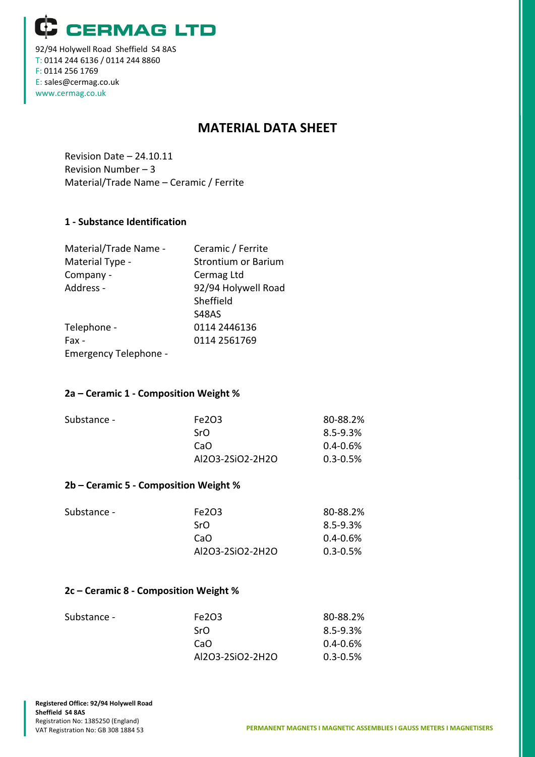# CERMAG LTD

92/94 Holywell Road Sheffield S4 8AS
T: 0114 244 6136 / 0114 244 8860
F: 0114 256 1769
E: sales@cermag.co.uk
www.cermag.co.uk

## MATERIAL DATA SHEET

Revision Date – 24.10.11
Revision Number – 3
Material/Trade Name – Ceramic / Ferrite

### 1 - Substance Identification

| | |
|---|---|
| Material/Trade Name - | Ceramic / Ferrite |
| Material Type - | Strontium or Barium |
| Company - | Cermag Ltd |
| Address - | 92/94 Holywell Road<br>Sheffield<br>S48AS |
| Telephone - | 0114 2446136 |
| Fax - | 0114 2561769 |
| Emergency Telephone - | |

### 2a – Ceramic 1 - Composition Weight %

| | | |
|---|---|---|
| Substance - | $Fe_2O_3$ | 80-88.2% |
| | SrO | 8.5-9.3% |
| | CaO | 0.4-0.6% |
| | $Al_2O_3$-$2SiO_2$-$2H_2O$ | 0.3-0.5% |

### 2b – Ceramic 5 - Composition Weight %

| | | |
|---|---|---|
| Substance - | $Fe_2O_3$ | 80-88.2% |
| | SrO | 8.5-9.3% |
| | CaO | 0.4-0.6% |
| | $Al_2O_3$-$2SiO_2$-$2H_2O$ | 0.3-0.5% |

### 2c – Ceramic 8 - Composition Weight %

| | | |
|---|---|---|
| Substance - | $Fe_2O_3$ | 80-88.2% |
| | SrO | 8.5-9.3% |
| | CaO | 0.4-0.6% |
| | $Al_2O_3$-$2SiO_2$-$2H_2O$ | 0.3-0.5% |

**Registered Office: 92/94 Holywell Road**
**Sheffield S4 8AS**
Registration No: 1385250 (England)
VAT Registration No: GB 308 1884 53

**PERMANENT MAGNETS I MAGNETIC ASSEMBLIES I GAUSS METERS I MAGNETISERS**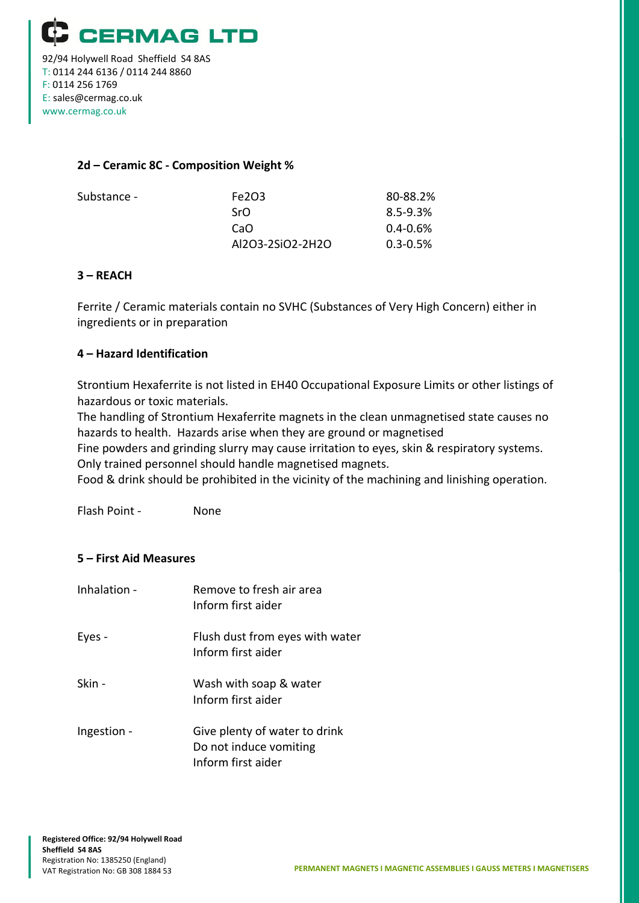## 2d – Ceramic 8C - Composition Weight %

| Substance - | | |
|---|---|---|
| | $Fe_2O_3$ | 80-88.2% |
| | SrO | 8.5-9.3% |
| | CaO | 0.4-0.6% |
| | $Al_2O_3$-$2SiO_2$-$2H_2O$ | 0.3-0.5% |

## 3 – REACH

Ferrite / Ceramic materials contain no SVHC (Substances of Very High Concern) either in ingredients or in preparation

## 4 – Hazard Identification

Strontium Hexaferrite is not listed in EH40 Occupational Exposure Limits or other listings of hazardous or toxic materials.
The handling of Strontium Hexaferrite magnets in the clean unmagnetised state causes no hazards to health. Hazards arise when they are ground or magnetised
Fine powders and grinding slurry may cause irritation to eyes, skin & respiratory systems.
Only trained personnel should handle magnetised magnets.
Food & drink should be prohibited in the vicinity of the machining and linishing operation.

Flash Point - None

## 5 – First Aid Measures

| | |
|---|---|
| Inhalation - | Remove to fresh air area<br>Inform first aider |
| Eyes - | Flush dust from eyes with water<br>Inform first aider |
| Skin - | Wash with soap & water<br>Inform first aider |
| Ingestion - | Give plenty of water to drink<br>Do not induce vomiting<br>Inform first aider |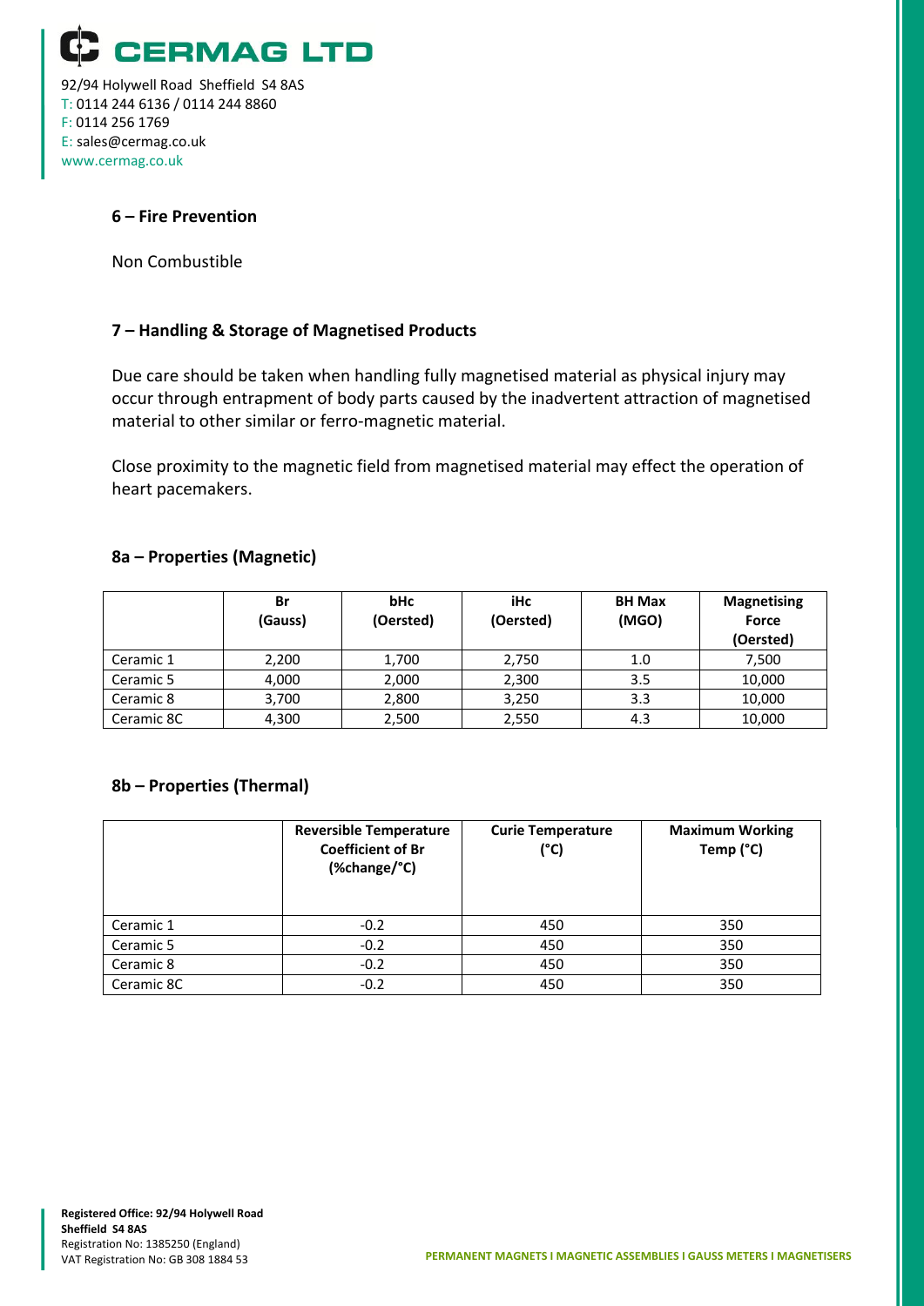## 6 – Fire Prevention

Non Combustible

## 7 – Handling & Storage of Magnetised Products

Due care should be taken when handling fully magnetised material as physical injury may occur through entrapment of body parts caused by the inadvertent attraction of magnetised material to other similar or ferro-magnetic material.

Close proximity to the magnetic field from magnetised material may effect the operation of heart pacemakers.

## 8a – Properties (Magnetic)

| | Br (Gauss) | bHc (Oersted) | iHc (Oersted) | BH Max (MGO) | Magnetising Force (Oersted) |
|---|---|---|---|---|---|
| Ceramic 1 | 2,200 | 1,700 | 2,750 | 1.0 | 7,500 |
| Ceramic 5 | 4,000 | 2,000 | 2,300 | 3.5 | 10,000 |
| Ceramic 8 | 3,700 | 2,800 | 3,250 | 3.3 | 10,000 |
| Ceramic 8C | 4,300 | 2,500 | 2,550 | 4.3 | 10,000 |

## 8b – Properties (Thermal)

| | Reversible Temperature Coefficient of Br (%change/°C) | Curie Temperature (°C) | Maximum Working Temp (°C) |
|---|---|---|---|
| Ceramic 1 | -0.2 | 450 | 350 |
| Ceramic 5 | -0.2 | 450 | 350 |
| Ceramic 8 | -0.2 | 450 | 350 |
| Ceramic 8C | -0.2 | 450 | 350 |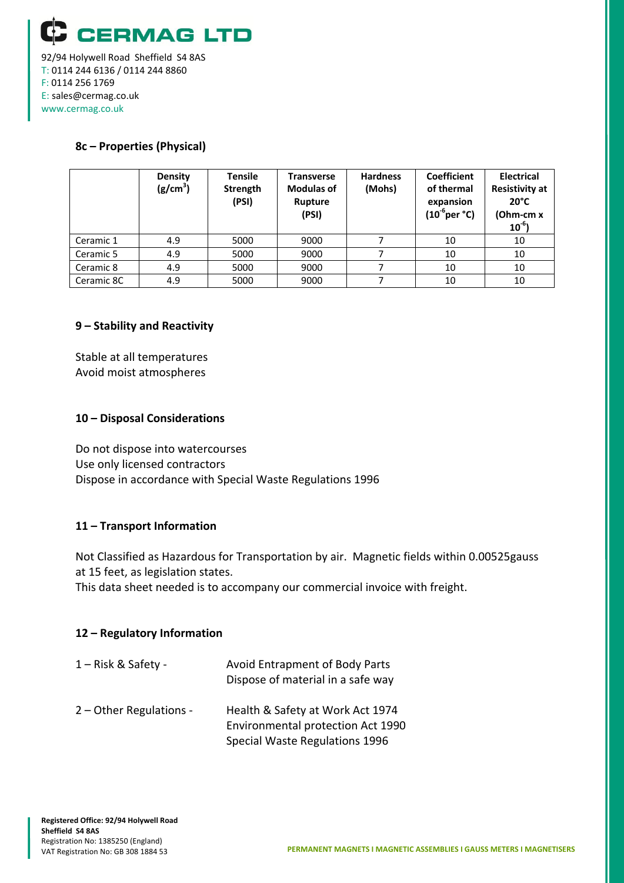# CERMAG LTD

92/94 Holywell Road Sheffield S4 8AS
T: 0114 244 6136 / 0114 244 8860
F: 0114 256 1769
E: sales@cermag.co.uk
www.cermag.co.uk

## 8c – Properties (Physical)

| | Density ($g/cm^3$) | Tensile Strength (PSI) | Transverse Modulas of Rupture (PSI) | Hardness (Mohs) | Coefficient of thermal expansion ($10^{-6}$ per °C) | Electrical Resistivity at 20°C (Ohm-cm x $10^{-6}$) |
|---|---|---|---|---|---|---|
| Ceramic 1 | 4.9 | 5000 | 9000 | 7 | 10 | 10 |
| Ceramic 5 | 4.9 | 5000 | 9000 | 7 | 10 | 10 |
| Ceramic 8 | 4.9 | 5000 | 9000 | 7 | 10 | 10 |
| Ceramic 8C | 4.9 | 5000 | 9000 | 7 | 10 | 10 |

## 9 – Stability and Reactivity

Stable at all temperatures
Avoid moist atmospheres

## 10 – Disposal Considerations

Do not dispose into watercourses
Use only licensed contractors
Dispose in accordance with Special Waste Regulations 1996

## 11 – Transport Information

Not Classified as Hazardous for Transportation by air. Magnetic fields within 0.00525gauss at 15 feet, as legislation states.
This data sheet needed is to accompany our commercial invoice with freight.

## 12 – Regulatory Information

1 – Risk & Safety - Avoid Entrapment of Body Parts
Dispose of material in a safe way

2 – Other Regulations - Health & Safety at Work Act 1974
Environmental protection Act 1990
Special Waste Regulations 1996

**Registered Office: 92/94 Holywell Road**
**Sheffield S4 8AS**
Registration No: 1385250 (England)
VAT Registration No: GB 308 1884 53

PERMANENT MAGNETS I MAGNETIC ASSEMBLIES I GAUSS METERS I MAGNETISERS